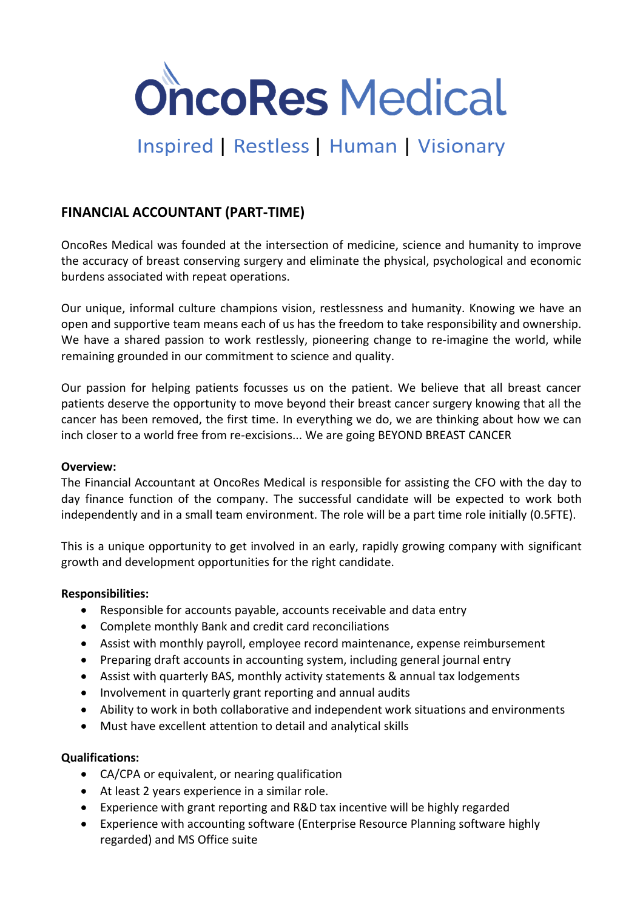# OncoRes Medical

Inspired | Restless | Human | Visionary

## FINANCIAL ACCOUNTANT (PART-TIME)

OncoRes Medical was founded at the intersection of medicine, science and humanity to improve the accuracy of breast conserving surgery and eliminate the physical, psychological and economic burdens associated with repeat operations.

Our unique, informal culture champions vision, restlessness and humanity. Knowing we have an open and supportive team means each of us has the freedom to take responsibility and ownership. We have a shared passion to work restlessly, pioneering change to re-imagine the world, while remaining grounded in our commitment to science and quality.

Our passion for helping patients focusses us on the patient. We believe that all breast cancer patients deserve the opportunity to move beyond their breast cancer surgery knowing that all the cancer has been removed, the first time. In everything we do, we are thinking about how we can inch closer to a world free from re-excisions... We are going BEYOND BREAST CANCER

**Overview:**

The Financial Accountant at OncoRes Medical is responsible for assisting the CFO with the day to day finance function of the company. The successful candidate will be expected to work both independently and in a small team environment. The role will be a part time role initially (0.5FTE).

This is a unique opportunity to get involved in an early, rapidly growing company with significant growth and development opportunities for the right candidate.

**Responsibilities:**

- Responsible for accounts payable, accounts receivable and data entry
- Complete monthly Bank and credit card reconciliations
- Assist with monthly payroll, employee record maintenance, expense reimbursement
- Preparing draft accounts in accounting system, including general journal entry
- Assist with quarterly BAS, monthly activity statements & annual tax lodgements
- Involvement in quarterly grant reporting and annual audits
- Ability to work in both collaborative and independent work situations and environments
- Must have excellent attention to detail and analytical skills

**Qualifications:**

- CA/CPA or equivalent, or nearing qualification
- At least 2 years experience in a similar role.
- Experience with grant reporting and R&D tax incentive will be highly regarded
- Experience with accounting software (Enterprise Resource Planning software highly regarded) and MS Office suite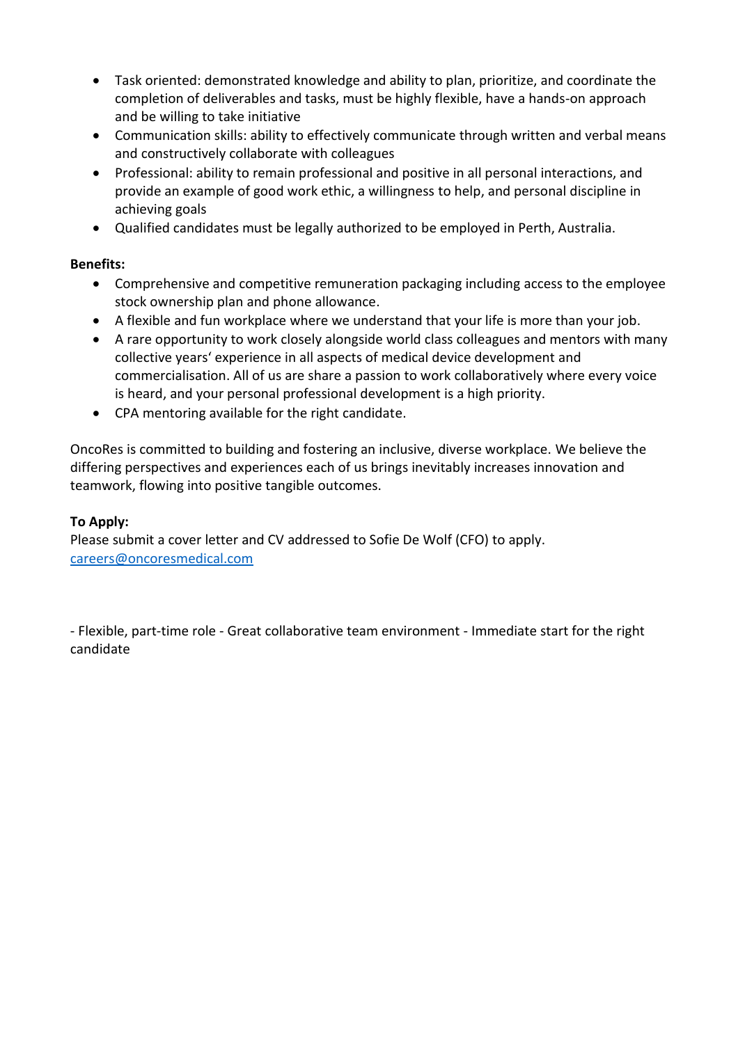- Task oriented: demonstrated knowledge and ability to plan, prioritize, and coordinate the completion of deliverables and tasks, must be highly flexible, have a hands-on approach and be willing to take initiative
- Communication skills: ability to effectively communicate through written and verbal means and constructively collaborate with colleagues
- Professional: ability to remain professional and positive in all personal interactions, and provide an example of good work ethic, a willingness to help, and personal discipline in achieving goals
- Qualified candidates must be legally authorized to be employed in Perth, Australia.

**Benefits:**

- Comprehensive and competitive remuneration packaging including access to the employee stock ownership plan and phone allowance.
- A flexible and fun workplace where we understand that your life is more than your job.
- A rare opportunity to work closely alongside world class colleagues and mentors with many collective years' experience in all aspects of medical device development and commercialisation. All of us are share a passion to work collaboratively where every voice is heard, and your personal professional development is a high priority.
- CPA mentoring available for the right candidate.

OncoRes is committed to building and fostering an inclusive, diverse workplace. We believe the differing perspectives and experiences each of us brings inevitably increases innovation and teamwork, flowing into positive tangible outcomes.

**To Apply:**
Please submit a cover letter and CV addressed to Sofie De Wolf (CFO) to apply.
careers@oncoresmedical.com

- Flexible, part-time role - Great collaborative team environment - Immediate start for the right candidate